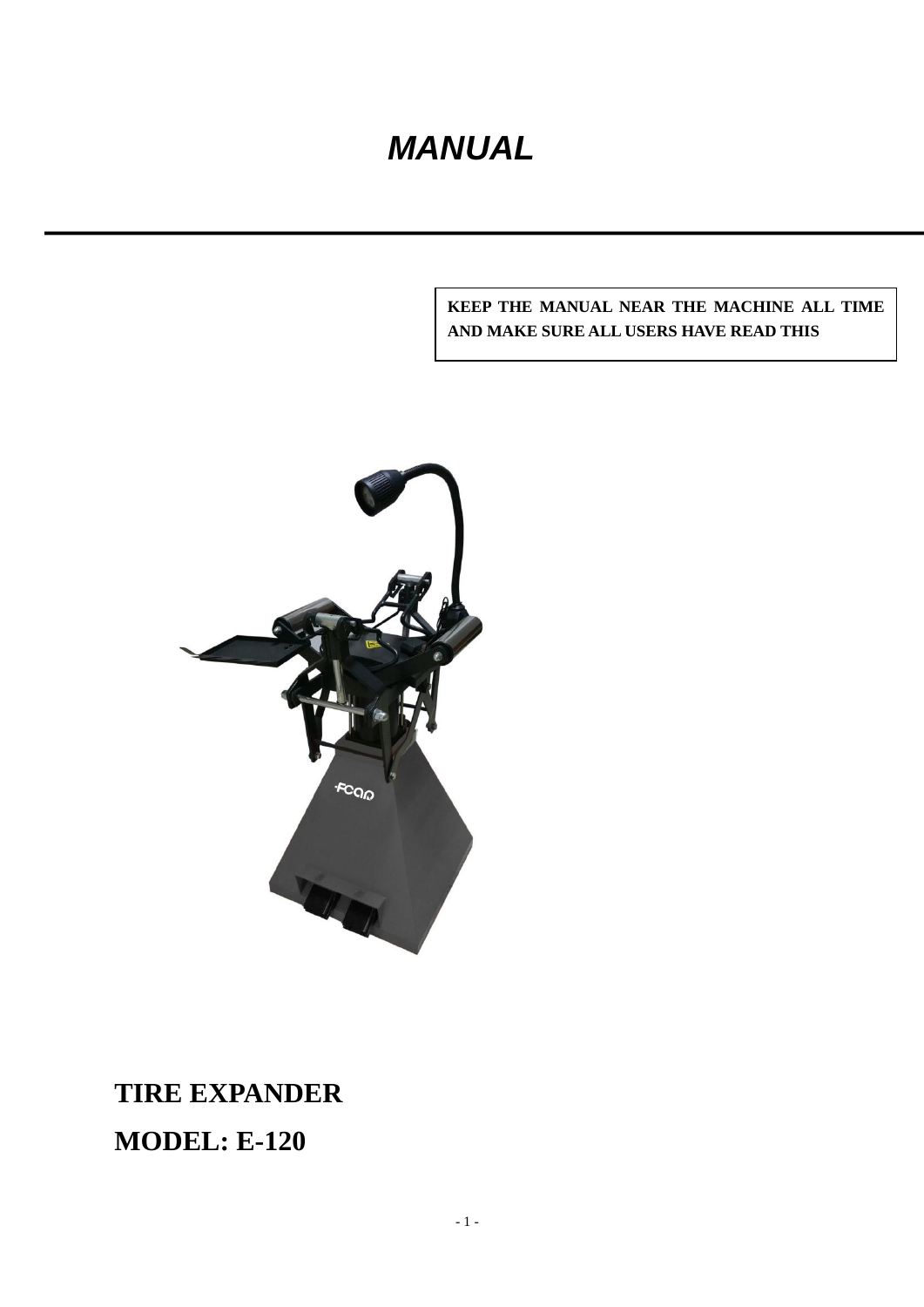# *MANUAL*

---

**KEEP THE MANUAL NEAR THE MACHINE ALL TIME AND MAKE SURE ALL USERS HAVE READ THIS**

## TIRE EXPANDER

## MODEL: E-120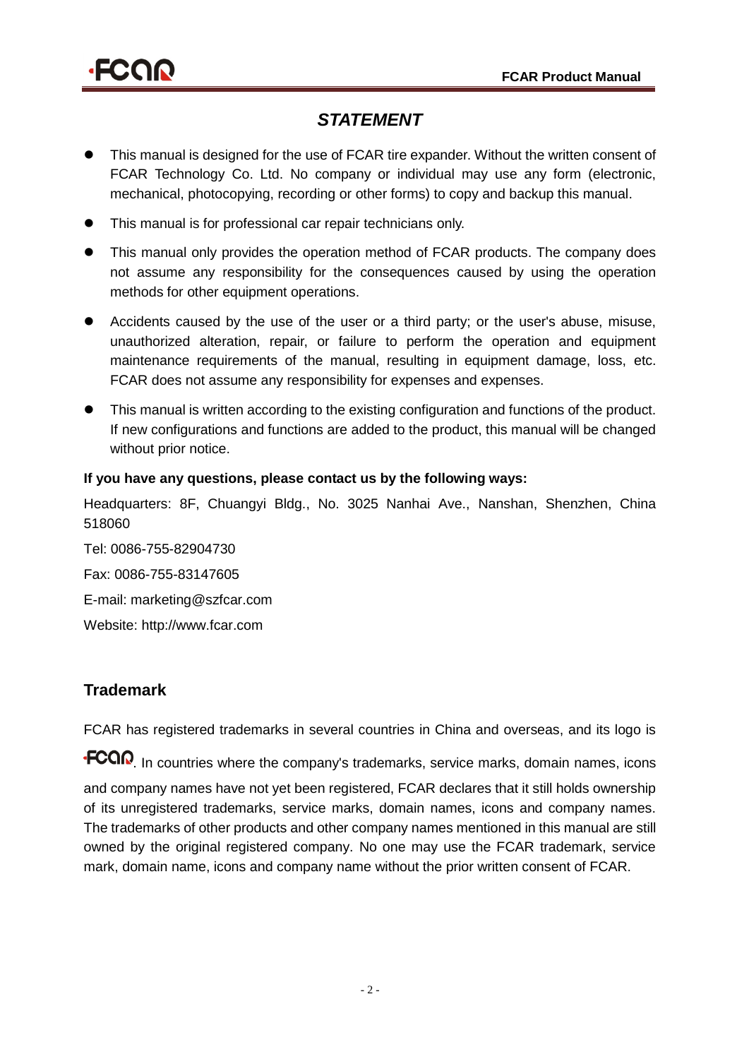# *STATEMENT*

- This manual is designed for the use of FCAR tire expander. Without the written consent of FCAR Technology Co. Ltd. No company or individual may use any form (electronic, mechanical, photocopying, recording or other forms) to copy and backup this manual.
- This manual is for professional car repair technicians only.
- This manual only provides the operation method of FCAR products. The company does not assume any responsibility for the consequences caused by using the operation methods for other equipment operations.
- Accidents caused by the use of the user or a third party; or the user's abuse, misuse, unauthorized alteration, repair, or failure to perform the operation and equipment maintenance requirements of the manual, resulting in equipment damage, loss, etc. FCAR does not assume any responsibility for expenses and expenses.
- This manual is written according to the existing configuration and functions of the product. If new configurations and functions are added to the product, this manual will be changed without prior notice.

**If you have any questions, please contact us by the following ways:**

Headquarters: 8F, Chuangyi Bldg., No. 3025 Nanhai Ave., Nanshan, Shenzhen, China 518060

Tel: 0086-755-82904730

Fax: 0086-755-83147605

E-mail: marketing@szfcar.com

Website: http://www.fcar.com

## Trademark

FCAR has registered trademarks in several countries in China and overseas, and its logo is FCAR. In countries where the company's trademarks, service marks, domain names, icons and company names have not yet been registered, FCAR declares that it still holds ownership of its unregistered trademarks, service marks, domain names, icons and company names. The trademarks of other products and other company names mentioned in this manual are still owned by the original registered company. No one may use the FCAR trademark, service mark, domain name, icons and company name without the prior written consent of FCAR.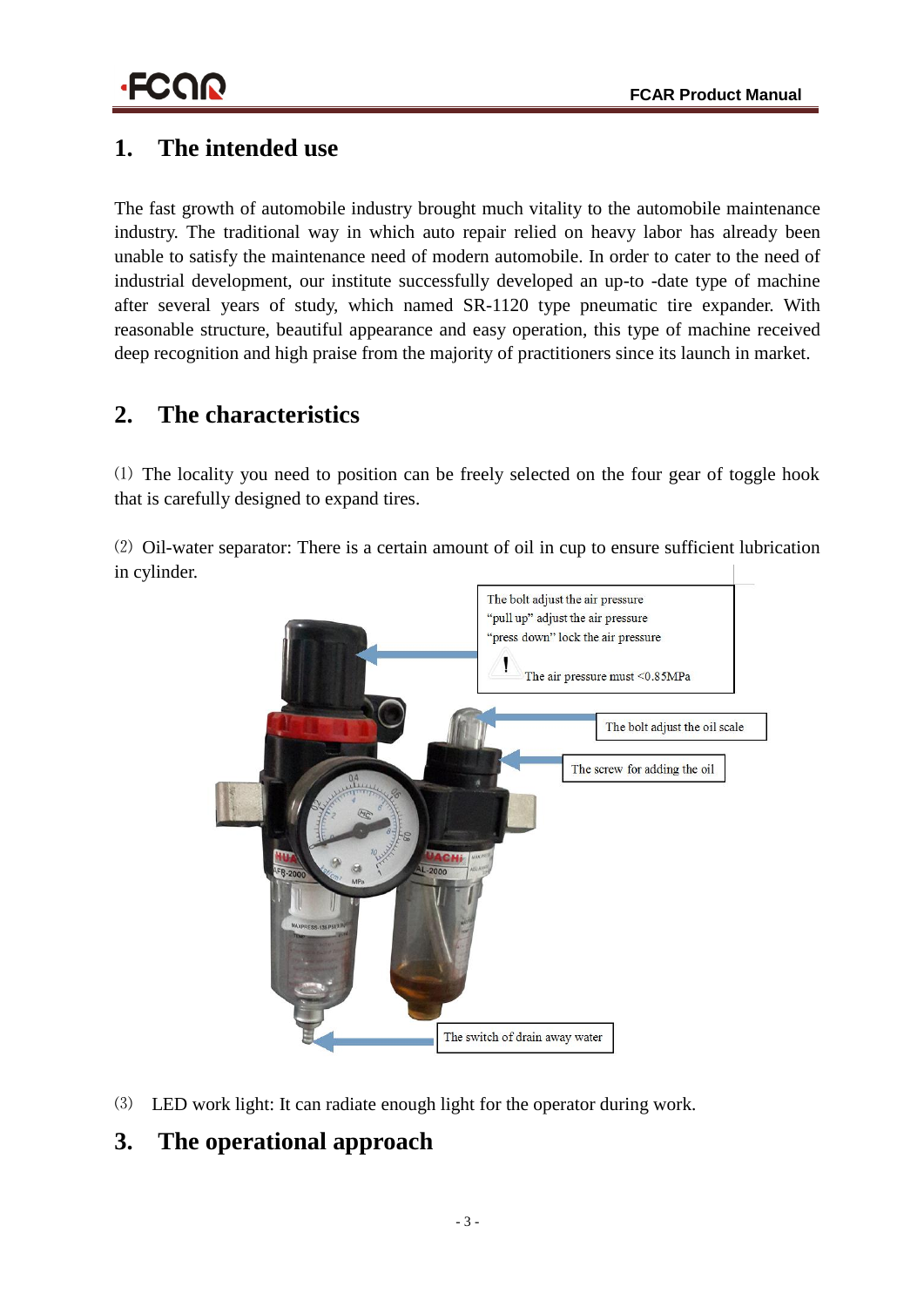## 1. The intended use

The fast growth of automobile industry brought much vitality to the automobile maintenance industry. The traditional way in which auto repair relied on heavy labor has already been unable to satisfy the maintenance need of modern automobile. In order to cater to the need of industrial development, our institute successfully developed an up-to -date type of machine after several years of study, which named SR-1120 type pneumatic tire expander. With reasonable structure, beautiful appearance and easy operation, this type of machine received deep recognition and high praise from the majority of practitioners since its launch in market.

## 2. The characteristics

⑴ The locality you need to position can be freely selected on the four gear of toggle hook that is carefully designed to expand tires.

⑵ Oil-water separator: There is a certain amount of oil in cup to ensure sufficient lubrication in cylinder.

The bolt adjust the air pressure
"pull up" adjust the air pressure
"press down" lock the air pressure
The air pressure must <0.85MPa

The bolt adjust the oil scale

The screw for adding the oil

The switch of drain away water

⑶ LED work light: It can radiate enough light for the operator during work.

## 3. The operational approach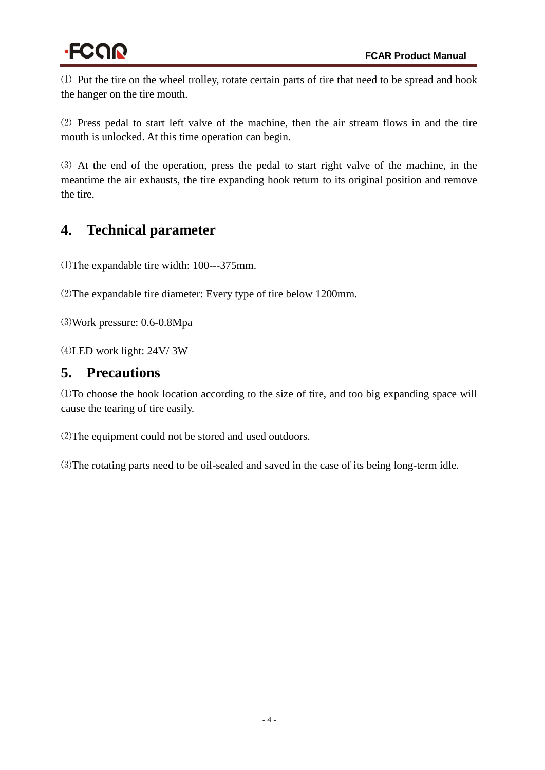⑴ Put the tire on the wheel trolley, rotate certain parts of tire that need to be spread and hook the hanger on the tire mouth.

⑵ Press pedal to start left valve of the machine, then the air stream flows in and the tire mouth is unlocked. At this time operation can begin.

⑶ At the end of the operation, press the pedal to start right valve of the machine, in the meantime the air exhausts, the tire expanding hook return to its original position and remove the tire.

## 4. Technical parameter

⑴The expandable tire width: 100---375mm.

⑵The expandable tire diameter: Every type of tire below 1200mm.

⑶Work pressure: 0.6-0.8Mpa

⑷LED work light: 24V/ 3W

## 5. Precautions

⑴To choose the hook location according to the size of tire, and too big expanding space will cause the tearing of tire easily.

⑵The equipment could not be stored and used outdoors.

⑶The rotating parts need to be oil-sealed and saved in the case of its being long-term idle.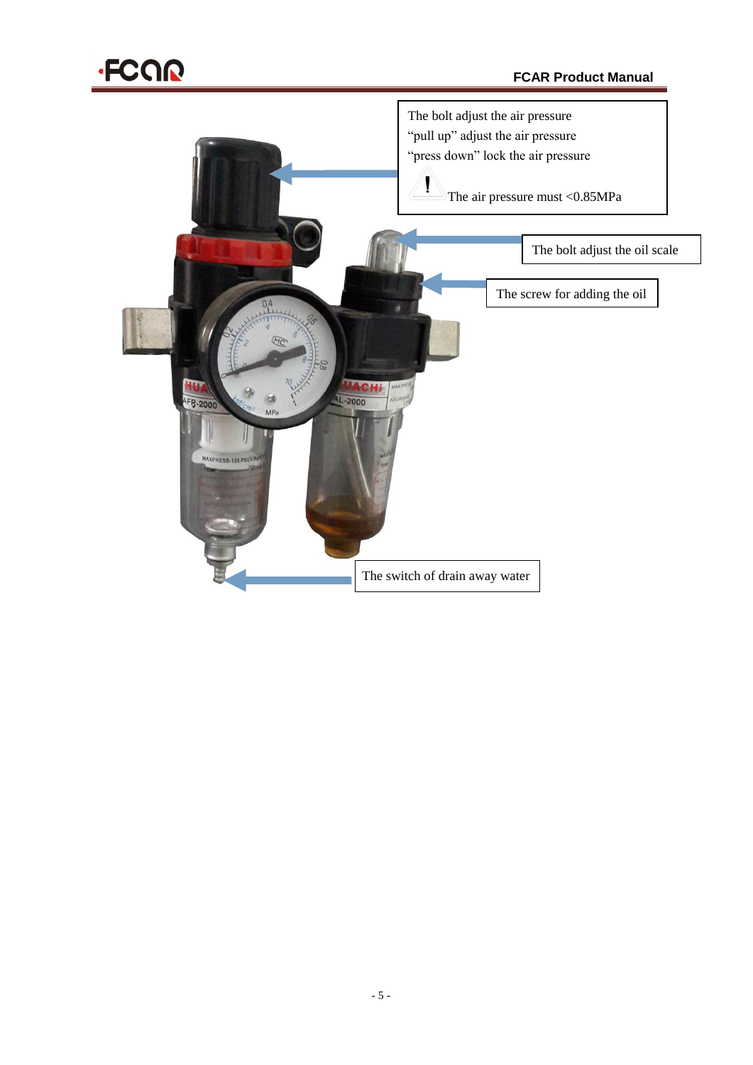The bolt adjust the air pressure
“pull up” adjust the air pressure
“press down” lock the air pressure

The air pressure must <0.85MPa

The bolt adjust the oil scale

The screw for adding the oil

The switch of drain away water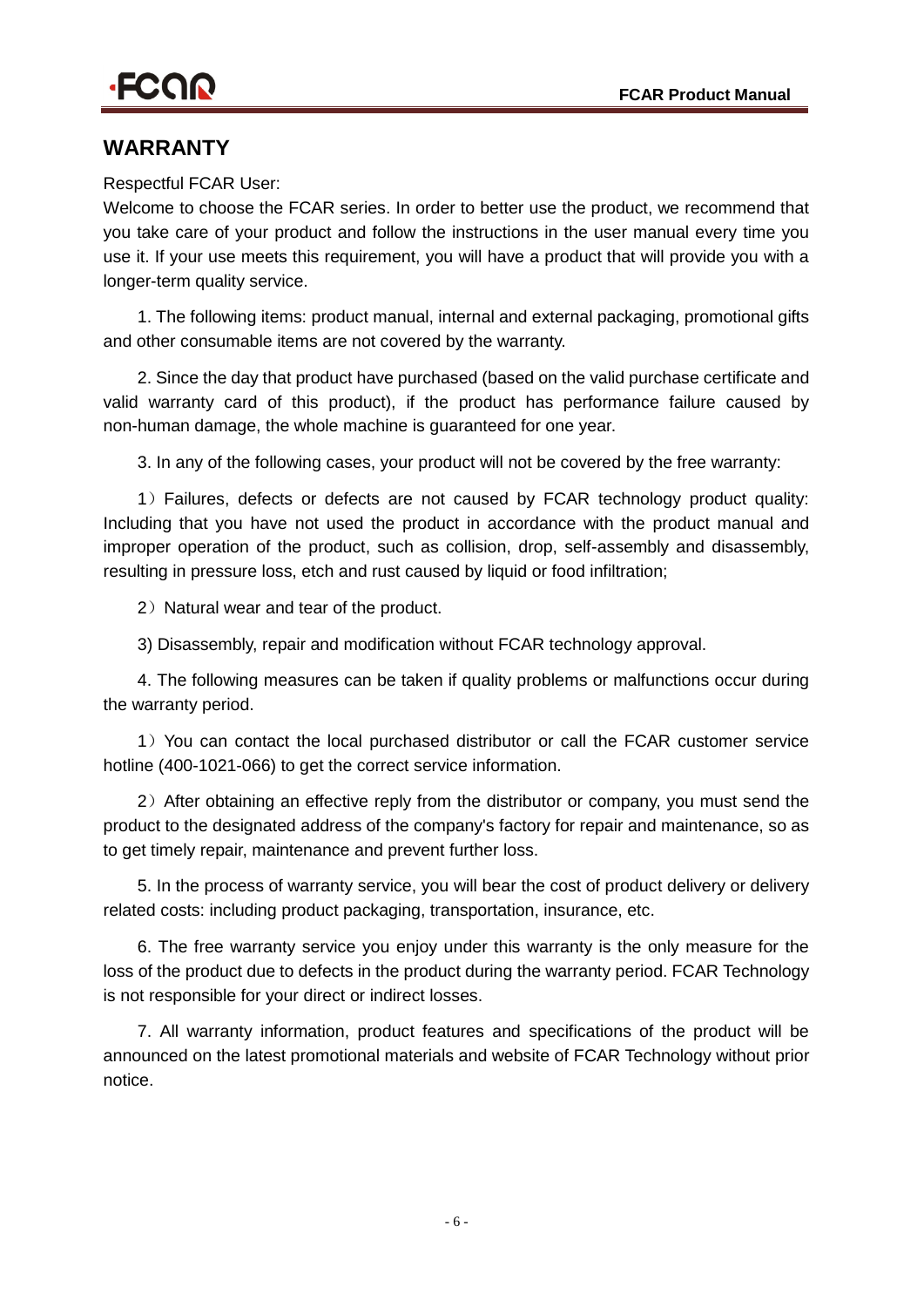## WARRANTY

Respectful FCAR User:

Welcome to choose the FCAR series. In order to better use the product, we recommend that you take care of your product and follow the instructions in the user manual every time you use it. If your use meets this requirement, you will have a product that will provide you with a longer-term quality service.

1. The following items: product manual, internal and external packaging, promotional gifts and other consumable items are not covered by the warranty.

2. Since the day that product have purchased (based on the valid purchase certificate and valid warranty card of this product), if the product has performance failure caused by non-human damage, the whole machine is guaranteed for one year.

3. In any of the following cases, your product will not be covered by the free warranty:

1）Failures, defects or defects are not caused by FCAR technology product quality: Including that you have not used the product in accordance with the product manual and improper operation of the product, such as collision, drop, self-assembly and disassembly, resulting in pressure loss, etch and rust caused by liquid or food infiltration;

2）Natural wear and tear of the product.

3) Disassembly, repair and modification without FCAR technology approval.

4. The following measures can be taken if quality problems or malfunctions occur during the warranty period.

1）You can contact the local purchased distributor or call the FCAR customer service hotline (400-1021-066) to get the correct service information.

2）After obtaining an effective reply from the distributor or company, you must send the product to the designated address of the company's factory for repair and maintenance, so as to get timely repair, maintenance and prevent further loss.

5. In the process of warranty service, you will bear the cost of product delivery or delivery related costs: including product packaging, transportation, insurance, etc.

6. The free warranty service you enjoy under this warranty is the only measure for the loss of the product due to defects in the product during the warranty period. FCAR Technology is not responsible for your direct or indirect losses.

7. All warranty information, product features and specifications of the product will be announced on the latest promotional materials and website of FCAR Technology without prior notice.